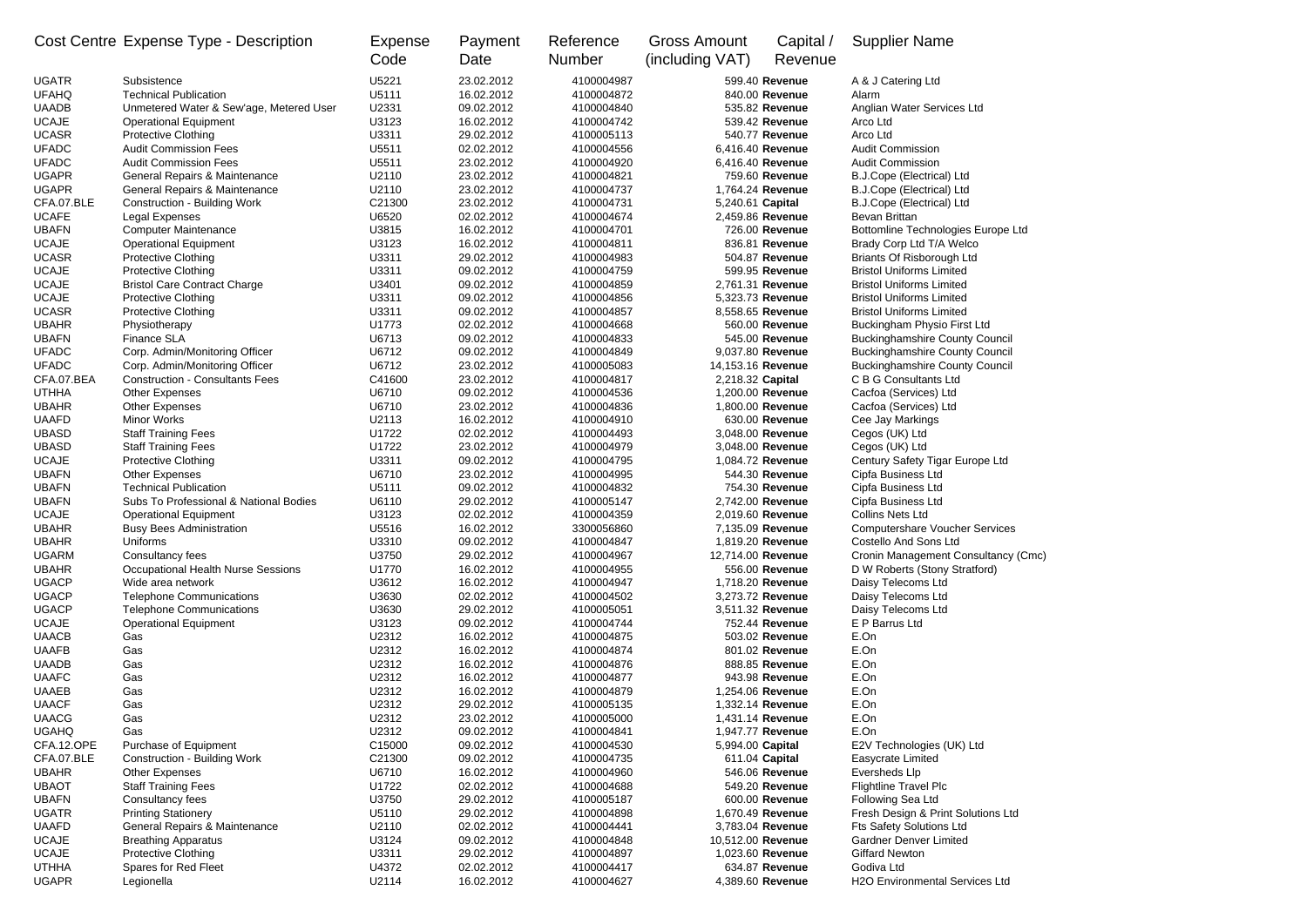| Cost Centre | Expense Type - Description | Expense Code | Payment Date | Reference Number | Gross Amount (including VAT) | Capital / Revenue | Supplier Name |
|---|---|---|---|---|---|---|---|
| UGATR | Subsistence | U5221 | 23.02.2012 | 4100004987 | 599.40 | **Revenue** | A & J Catering Ltd |
| UFAHQ | Technical Publication | U5111 | 16.02.2012 | 4100004872 | 840.00 | **Revenue** | Alarm |
| UAADB | Unmetered Water & Sew'age, Metered User | U2331 | 09.02.2012 | 4100004840 | 535.82 | **Revenue** | Anglian Water Services Ltd |
| UCAJE | Operational Equipment | U3123 | 16.02.2012 | 4100004742 | 539.42 | **Revenue** | Arco Ltd |
| UCASR | Protective Clothing | U3311 | 29.02.2012 | 4100005113 | 540.77 | **Revenue** | Arco Ltd |
| UFADC | Audit Commission Fees | U5511 | 02.02.2012 | 4100004556 | 6,416.40 | **Revenue** | Audit Commission |
| UFADC | Audit Commission Fees | U5511 | 23.02.2012 | 4100004920 | 6,416.40 | **Revenue** | Audit Commission |
| UGAPR | General Repairs & Maintenance | U2110 | 23.02.2012 | 4100004821 | 759.60 | **Revenue** | B.J.Cope (Electrical) Ltd |
| UGAPR | General Repairs & Maintenance | U2110 | 23.02.2012 | 4100004737 | 1,764.24 | **Revenue** | B.J.Cope (Electrical) Ltd |
| CFA.07.BLE | Construction - Building Work | C21300 | 23.02.2012 | 4100004731 | 5,240.61 | **Capital** | B.J.Cope (Electrical) Ltd |
| UCAFE | Legal Expenses | U6520 | 02.02.2012 | 4100004674 | 2,459.86 | **Revenue** | Bevan Brittan |
| UBAFN | Computer Maintenance | U3815 | 16.02.2012 | 4100004701 | 726.00 | **Revenue** | Bottomline Technologies Europe Ltd |
| UCAJE | Operational Equipment | U3123 | 16.02.2012 | 4100004811 | 836.81 | **Revenue** | Brady Corp Ltd T/A Welco |
| UCASR | Protective Clothing | U3311 | 29.02.2012 | 4100004983 | 504.87 | **Revenue** | Briants Of Risborough Ltd |
| UCAJE | Protective Clothing | U3311 | 09.02.2012 | 4100004759 | 599.95 | **Revenue** | Bristol Uniforms Limited |
| UCAJE | Bristol Care Contract Charge | U3401 | 09.02.2012 | 4100004859 | 2,761.31 | **Revenue** | Bristol Uniforms Limited |
| UCAJE | Protective Clothing | U3311 | 09.02.2012 | 4100004856 | 5,323.73 | **Revenue** | Bristol Uniforms Limited |
| UCASR | Protective Clothing | U3311 | 09.02.2012 | 4100004857 | 8,558.65 | **Revenue** | Bristol Uniforms Limited |
| UBAHR | Physiotherapy | U1773 | 02.02.2012 | 4100004668 | 560.00 | **Revenue** | Buckingham Physio First Ltd |
| UBAFN | Finance SLA | U6713 | 09.02.2012 | 4100004833 | 545.00 | **Revenue** | Buckinghamshire County Council |
| UFADC | Corp. Admin/Monitoring Officer | U6712 | 09.02.2012 | 4100004849 | 9,037.80 | **Revenue** | Buckinghamshire County Council |
| UFADC | Corp. Admin/Monitoring Officer | U6712 | 23.02.2012 | 4100005083 | 14,153.16 | **Revenue** | Buckinghamshire County Council |
| CFA.07.BEA | Construction - Consultants Fees | C41600 | 23.02.2012 | 4100004817 | 2,218.32 | **Capital** | C B G Consultants Ltd |
| UTHHA | Other Expenses | U6710 | 09.02.2012 | 4100004536 | 1,200.00 | **Revenue** | Cacfoa (Services) Ltd |
| UBAHR | Other Expenses | U6710 | 23.02.2012 | 4100004836 | 1,800.00 | **Revenue** | Cacfoa (Services) Ltd |
| UAAFD | Minor Works | U2113 | 16.02.2012 | 4100004910 | 630.00 | **Revenue** | Cee Jay Markings |
| UBASD | Staff Training Fees | U1722 | 02.02.2012 | 4100004493 | 3,048.00 | **Revenue** | Cegos (UK) Ltd |
| UBASD | Staff Training Fees | U1722 | 23.02.2012 | 4100004979 | 3,048.00 | **Revenue** | Cegos (UK) Ltd |
| UCAJE | Protective Clothing | U3311 | 09.02.2012 | 4100004795 | 1,084.72 | **Revenue** | Century Safety Tigar Europe Ltd |
| UBAFN | Other Expenses | U6710 | 23.02.2012 | 4100004995 | 544.30 | **Revenue** | Cipfa Business Ltd |
| UBAFN | Technical Publication | U5111 | 09.02.2012 | 4100004832 | 754.30 | **Revenue** | Cipfa Business Ltd |
| UBAFN | Subs To Professional & National Bodies | U6110 | 29.02.2012 | 4100005147 | 2,742.00 | **Revenue** | Cipfa Business Ltd |
| UCAJE | Operational Equipment | U3123 | 02.02.2012 | 4100004359 | 2,019.60 | **Revenue** | Collins Nets Ltd |
| UBAHR | Busy Bees Administration | U5516 | 16.02.2012 | 3300056860 | 7,135.09 | **Revenue** | Computershare Voucher Services |
| UBAHR | Uniforms | U3310 | 09.02.2012 | 4100004847 | 1,819.20 | **Revenue** | Costello And Sons Ltd |
| UGARM | Consultancy fees | U3750 | 29.02.2012 | 4100004967 | 12,714.00 | **Revenue** | Cronin Management Consultancy (Cmc) |
| UBAHR | Occupational Health Nurse Sessions | U1770 | 16.02.2012 | 4100004955 | 556.00 | **Revenue** | D W Roberts (Stony Stratford) |
| UGACP | Wide area network | U3612 | 16.02.2012 | 4100004947 | 1,718.20 | **Revenue** | Daisy Telecoms Ltd |
| UGACP | Telephone Communications | U3630 | 02.02.2012 | 4100004502 | 3,273.72 | **Revenue** | Daisy Telecoms Ltd |
| UGACP | Telephone Communications | U3630 | 29.02.2012 | 4100005051 | 3,511.32 | **Revenue** | Daisy Telecoms Ltd |
| UCAJE | Operational Equipment | U3123 | 09.02.2012 | 4100004744 | 752.44 | **Revenue** | E P Barrus Ltd |
| UAACB | Gas | U2312 | 16.02.2012 | 4100004875 | 503.02 | **Revenue** | E.On |
| UAAFB | Gas | U2312 | 16.02.2012 | 4100004874 | 801.02 | **Revenue** | E.On |
| UAADB | Gas | U2312 | 16.02.2012 | 4100004876 | 888.85 | **Revenue** | E.On |
| UAAFC | Gas | U2312 | 16.02.2012 | 4100004877 | 943.98 | **Revenue** | E.On |
| UAAEB | Gas | U2312 | 16.02.2012 | 4100004879 | 1,254.06 | **Revenue** | E.On |
| UAACF | Gas | U2312 | 29.02.2012 | 4100005135 | 1,332.14 | **Revenue** | E.On |
| UAACG | Gas | U2312 | 23.02.2012 | 4100005000 | 1,431.14 | **Revenue** | E.On |
| UGAHQ | Gas | U2312 | 09.02.2012 | 4100004841 | 1,947.77 | **Revenue** | E.On |
| CFA.12.OPE | Purchase of Equipment | C15000 | 09.02.2012 | 4100004530 | 5,994.00 | **Capital** | E2V Technologies (UK) Ltd |
| CFA.07.BLE | Construction - Building Work | C21300 | 09.02.2012 | 4100004735 | 611.04 | **Capital** | Easycrate Limited |
| UBAHR | Other Expenses | U6710 | 16.02.2012 | 4100004960 | 546.06 | **Revenue** | Eversheds Llp |
| UBAOT | Staff Training Fees | U1722 | 02.02.2012 | 4100004688 | 549.20 | **Revenue** | Flightline Travel Plc |
| UBAFN | Consultancy fees | U3750 | 29.02.2012 | 4100005187 | 600.00 | **Revenue** | Following Sea Ltd |
| UGATR | Printing Stationery | U5110 | 29.02.2012 | 4100004898 | 1,670.49 | **Revenue** | Fresh Design & Print Solutions Ltd |
| UAAFD | General Repairs & Maintenance | U2110 | 02.02.2012 | 4100004441 | 3,783.04 | **Revenue** | Fts Safety Solutions Ltd |
| UCAJE | Breathing Apparatus | U3124 | 09.02.2012 | 4100004848 | 10,512.00 | **Revenue** | Gardner Denver Limited |
| UCAJE | Protective Clothing | U3311 | 29.02.2012 | 4100004897 | 1,023.60 | **Revenue** | Giffard Newton |
| UTHHA | Spares for Red Fleet | U4372 | 02.02.2012 | 4100004417 | 634.87 | **Revenue** | Godiva Ltd |
| UGAPR | Legionella | U2114 | 16.02.2012 | 4100004627 | 4,389.60 | **Revenue** | H2O Environmental Services Ltd |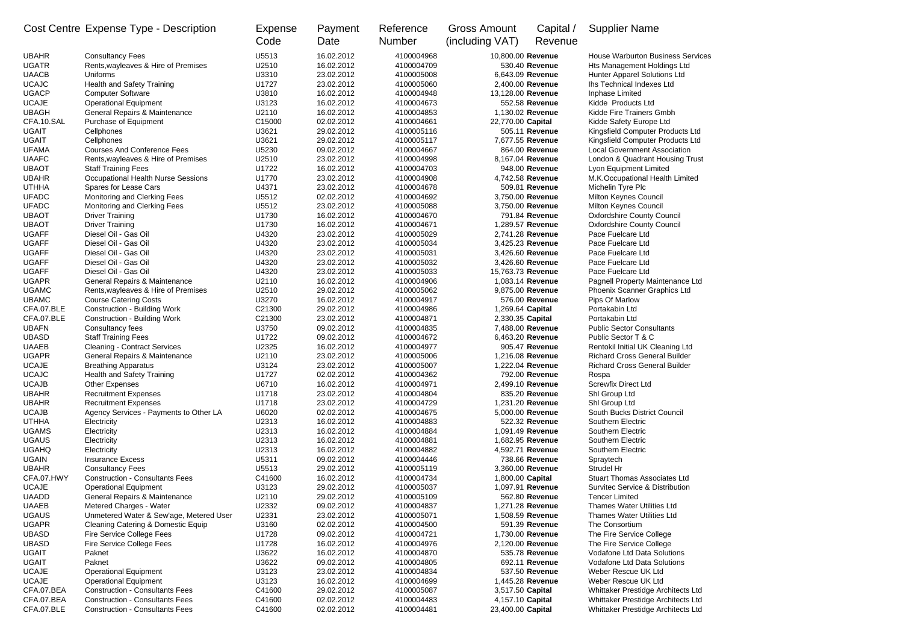| Cost Centre | Expense Type - Description | Expense Code | Payment Date | Reference Number | Gross Amount (including VAT) | Capital / Revenue | Supplier Name |
|---|---|---|---|---|---|---|---|
| UBAHR | Consultancy Fees | U5513 | 16.02.2012 | 4100004968 | 10,800.00 | **Revenue** | House Warburton Business Services |
| UGATR | Rents,wayleaves & Hire of Premises | U2510 | 16.02.2012 | 4100004709 | 530.40 | **Revenue** | Hts Management Holdings Ltd |
| UAACB | Uniforms | U3310 | 23.02.2012 | 4100005008 | 6,643.09 | **Revenue** | Hunter Apparel Solutions Ltd |
| UCAJC | Health and Safety Training | U1727 | 23.02.2012 | 4100005060 | 2,400.00 | **Revenue** | Ihs Technical Indexes Ltd |
| UGACP | Computer Software | U3810 | 16.02.2012 | 4100004948 | 13,128.00 | **Revenue** | Inphase Limited |
| UCAJE | Operational Equipment | U3123 | 16.02.2012 | 4100004673 | 552.58 | **Revenue** | Kidde Products Ltd |
| UBAGH | General Repairs & Maintenance | U2110 | 16.02.2012 | 4100004853 | 1,130.02 | **Revenue** | Kidde Fire Trainers Gmbh |
| CFA.10.SAL | Purchase of Equipment | C15000 | 02.02.2012 | 4100004661 | 22,770.00 | **Capital** | Kidde Safety Europe Ltd |
| UGAIT | Cellphones | U3621 | 29.02.2012 | 4100005116 | 505.11 | **Revenue** | Kingsfield Computer Products Ltd |
| UGAIT | Cellphones | U3621 | 29.02.2012 | 4100005117 | 7,677.55 | **Revenue** | Kingsfield Computer Products Ltd |
| UFAMA | Courses And Conference Fees | U5230 | 09.02.2012 | 4100004667 | 864.00 | **Revenue** | Local Government Association |
| UAAFC | Rents,wayleaves & Hire of Premises | U2510 | 23.02.2012 | 4100004998 | 8,167.04 | **Revenue** | London & Quadrant Housing Trust |
| UBAOT | Staff Training Fees | U1722 | 16.02.2012 | 4100004703 | 948.00 | **Revenue** | Lyon Equipment Limited |
| UBAHR | Occupational Health Nurse Sessions | U1770 | 23.02.2012 | 4100004908 | 4,742.58 | **Revenue** | M.K.Occupational Health Limited |
| UTHHA | Spares for Lease Cars | U4371 | 23.02.2012 | 4100004678 | 509.81 | **Revenue** | Michelin Tyre Plc |
| UFADC | Monitoring and Clerking Fees | U5512 | 02.02.2012 | 4100004692 | 3,750.00 | **Revenue** | Milton Keynes Council |
| UFADC | Monitoring and Clerking Fees | U5512 | 23.02.2012 | 4100005088 | 3,750.00 | **Revenue** | Milton Keynes Council |
| UBAOT | Driver Training | U1730 | 16.02.2012 | 4100004670 | 791.84 | **Revenue** | Oxfordshire County Council |
| UBAOT | Driver Training | U1730 | 16.02.2012 | 4100004671 | 1,289.57 | **Revenue** | Oxfordshire County Council |
| UGAFF | Diesel Oil - Gas Oil | U4320 | 23.02.2012 | 4100005029 | 2,741.28 | **Revenue** | Pace Fuelcare Ltd |
| UGAFF | Diesel Oil - Gas Oil | U4320 | 23.02.2012 | 4100005034 | 3,425.23 | **Revenue** | Pace Fuelcare Ltd |
| UGAFF | Diesel Oil - Gas Oil | U4320 | 23.02.2012 | 4100005031 | 3,426.60 | **Revenue** | Pace Fuelcare Ltd |
| UGAFF | Diesel Oil - Gas Oil | U4320 | 23.02.2012 | 4100005032 | 3,426.60 | **Revenue** | Pace Fuelcare Ltd |
| UGAFF | Diesel Oil - Gas Oil | U4320 | 23.02.2012 | 4100005033 | 15,763.73 | **Revenue** | Pace Fuelcare Ltd |
| UGAPR | General Repairs & Maintenance | U2110 | 16.02.2012 | 4100004906 | 1,083.14 | **Revenue** | Pagnell Property Maintenance Ltd |
| UGAMC | Rents,wayleaves & Hire of Premises | U2510 | 29.02.2012 | 4100005062 | 9,875.00 | **Revenue** | Phoenix Scanner Graphics Ltd |
| UBAMC | Course Catering Costs | U3270 | 16.02.2012 | 4100004917 | 576.00 | **Revenue** | Pips Of Marlow |
| CFA.07.BLE | Construction - Building Work | C21300 | 29.02.2012 | 4100004986 | 1,269.64 | **Capital** | Portakabin Ltd |
| CFA.07.BLE | Construction - Building Work | C21300 | 23.02.2012 | 4100004871 | 2,330.35 | **Capital** | Portakabin Ltd |
| UBAFN | Consultancy fees | U3750 | 09.02.2012 | 4100004835 | 7,488.00 | **Revenue** | Public Sector Consultants |
| UBASD | Staff Training Fees | U1722 | 09.02.2012 | 4100004672 | 6,463.20 | **Revenue** | Public Sector T & C |
| UAAEB | Cleaning - Contract Services | U2325 | 16.02.2012 | 4100004977 | 905.47 | **Revenue** | Rentokil Initial UK Cleaning Ltd |
| UGAPR | General Repairs & Maintenance | U2110 | 23.02.2012 | 4100005006 | 1,216.08 | **Revenue** | Richard Cross General Builder |
| UCAJE | Breathing Apparatus | U3124 | 23.02.2012 | 4100005007 | 1,222.04 | **Revenue** | Richard Cross General Builder |
| UCAJC | Health and Safety Training | U1727 | 02.02.2012 | 4100004362 | 792.00 | **Revenue** | Rospa |
| UCAJB | Other Expenses | U6710 | 16.02.2012 | 4100004971 | 2,499.10 | **Revenue** | Screwfix Direct Ltd |
| UBAHR | Recruitment Expenses | U1718 | 23.02.2012 | 4100004804 | 835.20 | **Revenue** | Shl Group Ltd |
| UBAHR | Recruitment Expenses | U1718 | 23.02.2012 | 4100004729 | 1,231.20 | **Revenue** | Shl Group Ltd |
| UCAJB | Agency Services - Payments to Other LA | U6020 | 02.02.2012 | 4100004675 | 5,000.00 | **Revenue** | South Bucks District Council |
| UTHHA | Electricity | U2313 | 16.02.2012 | 4100004883 | 522.32 | **Revenue** | Southern Electric |
| UGAMS | Electricity | U2313 | 16.02.2012 | 4100004884 | 1,091.49 | **Revenue** | Southern Electric |
| UGAUS | Electricity | U2313 | 16.02.2012 | 4100004881 | 1,682.95 | **Revenue** | Southern Electric |
| UGAHQ | Electricity | U2313 | 16.02.2012 | 4100004882 | 4,592.71 | **Revenue** | Southern Electric |
| UGAIN | Insurance Excess | U5311 | 09.02.2012 | 4100004446 | 738.66 | **Revenue** | Spraytech |
| UBAHR | Consultancy Fees | U5513 | 29.02.2012 | 4100005119 | 3,360.00 | **Revenue** | Strudel Hr |
| CFA.07.HWY | Construction - Consultants Fees | C41600 | 16.02.2012 | 4100004734 | 1,800.00 | **Capital** | Stuart Thomas Associates Ltd |
| UCAJE | Operational Equipment | U3123 | 29.02.2012 | 4100005037 | 1,097.91 | **Revenue** | Survitec Service & Distribution |
| UAADD | General Repairs & Maintenance | U2110 | 29.02.2012 | 4100005109 | 562.80 | **Revenue** | Tencer Limited |
| UAAEB | Metered Charges - Water | U2332 | 09.02.2012 | 4100004837 | 1,271.28 | **Revenue** | Thames Water Utilities Ltd |
| UGAUS | Unmetered Water & Sew'age, Metered User | U2331 | 23.02.2012 | 4100005071 | 1,508.59 | **Revenue** | Thames Water Utilities Ltd |
| UGAPR | Cleaning Catering & Domestic Equip | U3160 | 02.02.2012 | 4100004500 | 591.39 | **Revenue** | The Consortium |
| UBASD | Fire Service College Fees | U1728 | 09.02.2012 | 4100004721 | 1,730.00 | **Revenue** | The Fire Service College |
| UBASD | Fire Service College Fees | U1728 | 16.02.2012 | 4100004976 | 2,120.00 | **Revenue** | The Fire Service College |
| UGAIT | Paknet | U3622 | 16.02.2012 | 4100004870 | 535.78 | **Revenue** | Vodafone Ltd Data Solutions |
| UGAIT | Paknet | U3622 | 09.02.2012 | 4100004805 | 692.11 | **Revenue** | Vodafone Ltd Data Solutions |
| UCAJE | Operational Equipment | U3123 | 23.02.2012 | 4100004834 | 537.50 | **Revenue** | Weber Rescue UK Ltd |
| UCAJE | Operational Equipment | U3123 | 16.02.2012 | 4100004699 | 1,445.28 | **Revenue** | Weber Rescue UK Ltd |
| CFA.07.BEA | Construction - Consultants Fees | C41600 | 29.02.2012 | 4100005087 | 3,517.50 | **Capital** | Whittaker Prestidge Architects Ltd |
| CFA.07.BEA | Construction - Consultants Fees | C41600 | 02.02.2012 | 4100004483 | 4,157.10 | **Capital** | Whittaker Prestidge Architects Ltd |
| CFA.07.BLE | Construction - Consultants Fees | C41600 | 02.02.2012 | 4100004481 | 23,400.00 | **Capital** | Whittaker Prestidge Architects Ltd |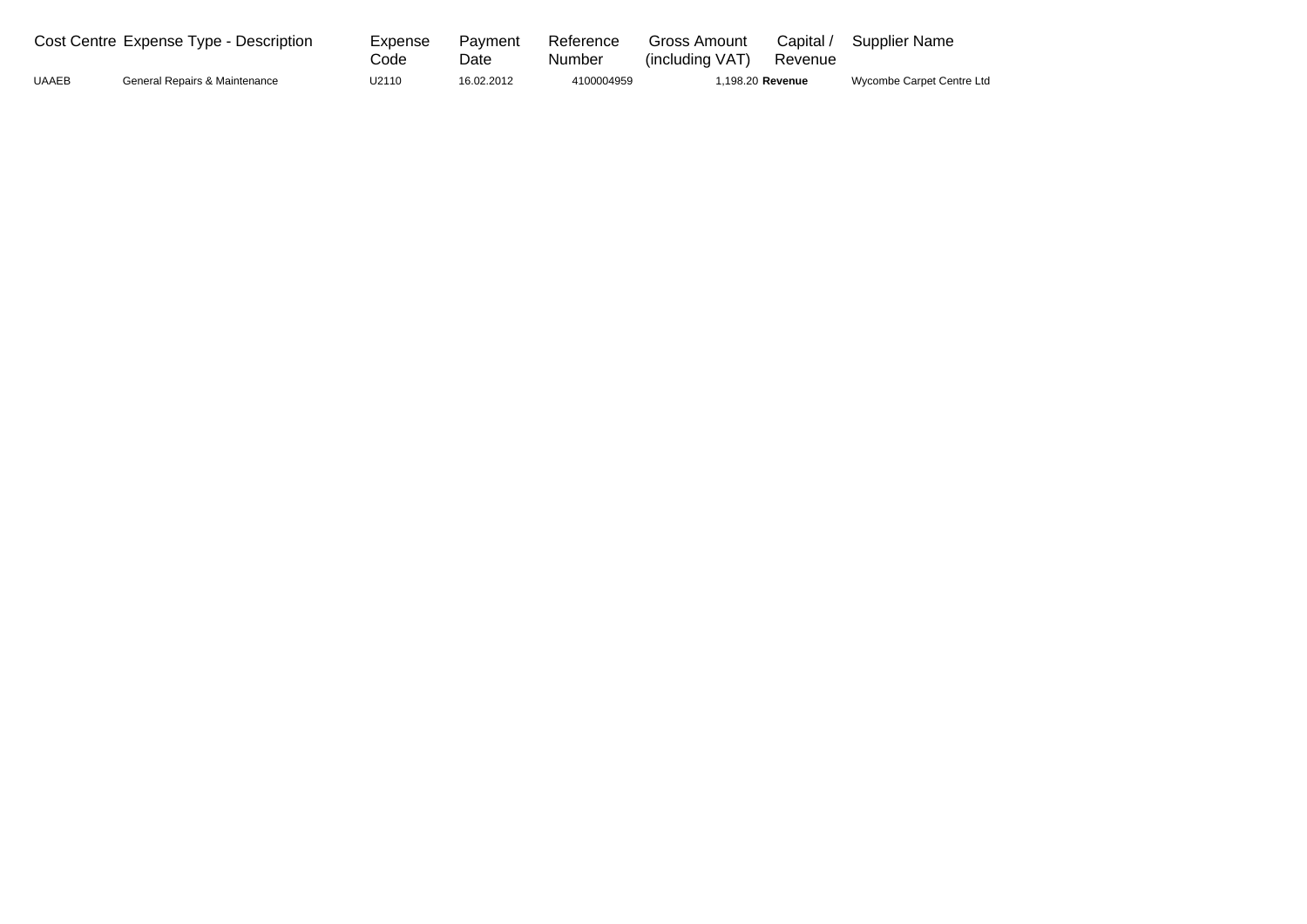| Cost Centre | Expense Type - Description | Expense Code | Payment Date | Reference Number | Gross Amount (including VAT) | Capital / Revenue | Supplier Name |
|---|---|---|---|---|---|---|---|
| UAAEB | General Repairs & Maintenance | U2110 | 16.02.2012 | 4100004959 | 1,198.20 | **Revenue** | Wycombe Carpet Centre Ltd |